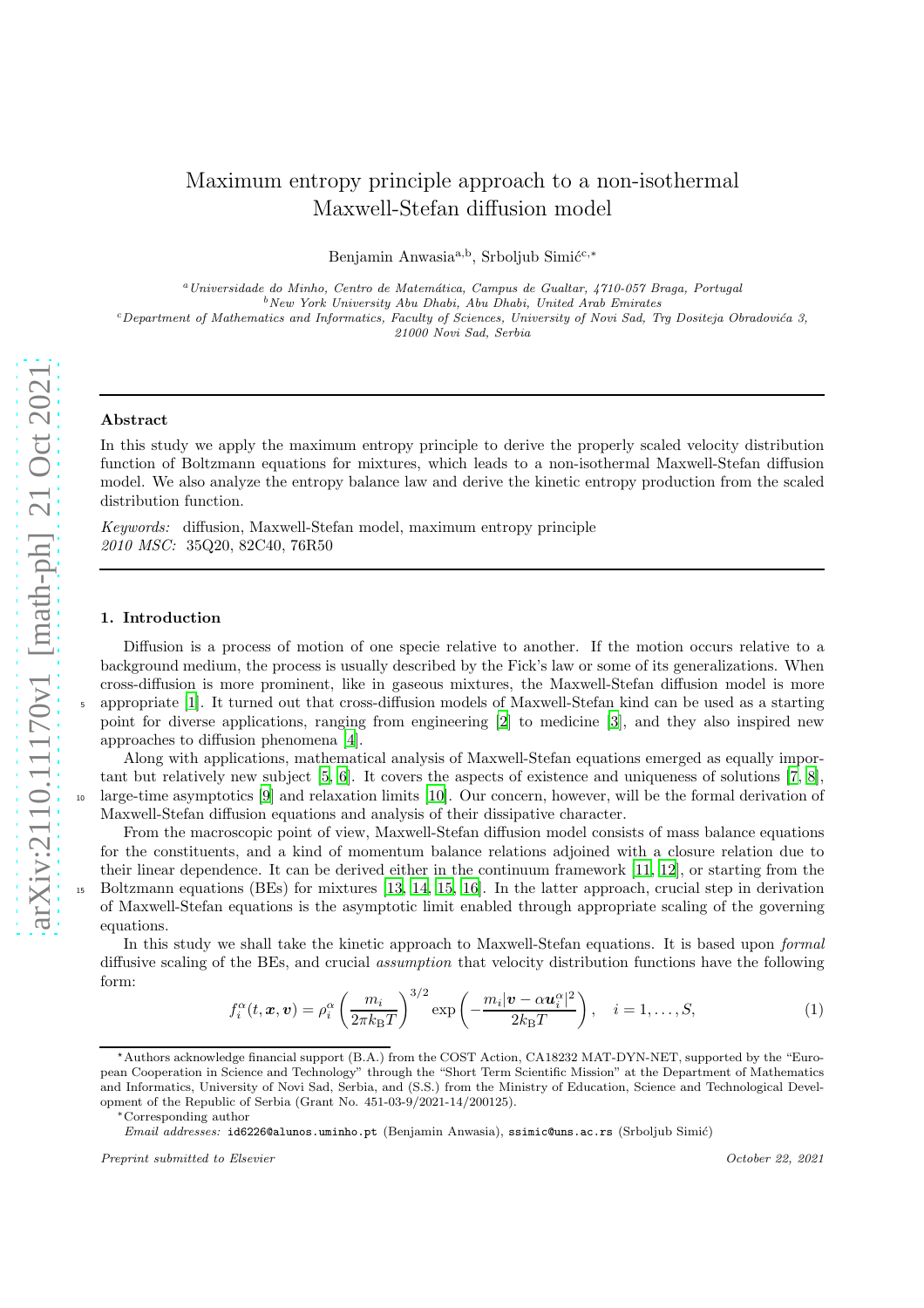# Maximum entropy principle approach to a non-isothermal Maxwell-Stefan diffusion model

Benjamin Anwasia[a,b], Srboljub Simić[c,∗]

[a] *Universidade do Minho, Centro de Matemática, Campus de Gualtar, 4710-057 Braga, Portugal*
[b] *New York University Abu Dhabi, Abu Dhabi, United Arab Emirates*
[c] *Department of Mathematics and Informatics, Faculty of Sciences, University of Novi Sad, Trg Dositeja Obradovića 3, 21000 Novi Sad, Serbia*

---

**Abstract**

In this study we apply the maximum entropy principle to derive the properly scaled velocity distribution function of Boltzmann equations for mixtures, which leads to a non-isothermal Maxwell-Stefan diffusion model. We also analyze the entropy balance law and derive the kinetic entropy production from the scaled distribution function.

*Keywords:* diffusion, Maxwell-Stefan model, maximum entropy principle
*2010 MSC:* 35Q20, 82C40, 76R50

---

## 1. Introduction

Diffusion is a process of motion of one specie relative to another. If the motion occurs relative to a background medium, the process is usually described by the Fick's law or some of its generalizations. When cross-diffusion is more prominent, like in gaseous mixtures, the Maxwell-Stefan diffusion model is more appropriate [1]. It turned out that cross-diffusion models of Maxwell-Stefan kind can be used as a starting point for diverse applications, ranging from engineering [2] to medicine [3], and they also inspired new approaches to diffusion phenomena [4].

Along with applications, mathematical analysis of Maxwell-Stefan equations emerged as equally important but relatively new subject [5, 6]. It covers the aspects of existence and uniqueness of solutions [7, 8], large-time asymptotics [9] and relaxation limits [10]. Our concern, however, will be the formal derivation of Maxwell-Stefan diffusion equations and analysis of their dissipative character.

From the macroscopic point of view, Maxwell-Stefan diffusion model consists of mass balance equations for the constituents, and a kind of momentum balance relations adjoined with a closure relation due to their linear dependence. It can be derived either in the continuum framework [11, 12], or starting from the Boltzmann equations (BEs) for mixtures [13, 14, 15, 16]. In the latter approach, crucial step in derivation of Maxwell-Stefan equations is the asymptotic limit enabled through appropriate scaling of the governing equations.

In this study we shall take the kinetic approach to Maxwell-Stefan equations. It is based upon *formal* diffusive scaling of the BEs, and crucial *assumption* that velocity distribution functions have the following form:

$$f_i^\alpha(t,\boldsymbol{x},\boldsymbol{v}) = \rho_i^\alpha \left(\frac{m_i}{2\pi k_\mathrm{B} T}\right)^{3/2} \exp\left(-\frac{m_i |\boldsymbol{v} - \alpha \boldsymbol{u}_i^\alpha|^2}{2k_\mathrm{B} T}\right), \quad i = 1,\ldots,S, \tag{1}$$

---

⋆Authors acknowledge financial support (B.A.) from the COST Action, CA18232 MAT-DYN-NET, supported by the "European Cooperation in Science and Technology" through the "Short Term Scientific Mission" at the Department of Mathematics and Informatics, University of Novi Sad, Serbia, and (S.S.) from the Ministry of Education, Science and Technological Development of the Republic of Serbia (Grant No. 451-03-9/2021-14/200125).

∗Corresponding author

*Email addresses:* id6226@alunos.uminho.pt (Benjamin Anwasia), ssimic@uns.ac.rs (Srboljub Simić)

*Preprint submitted to Elsevier* *October 22, 2021*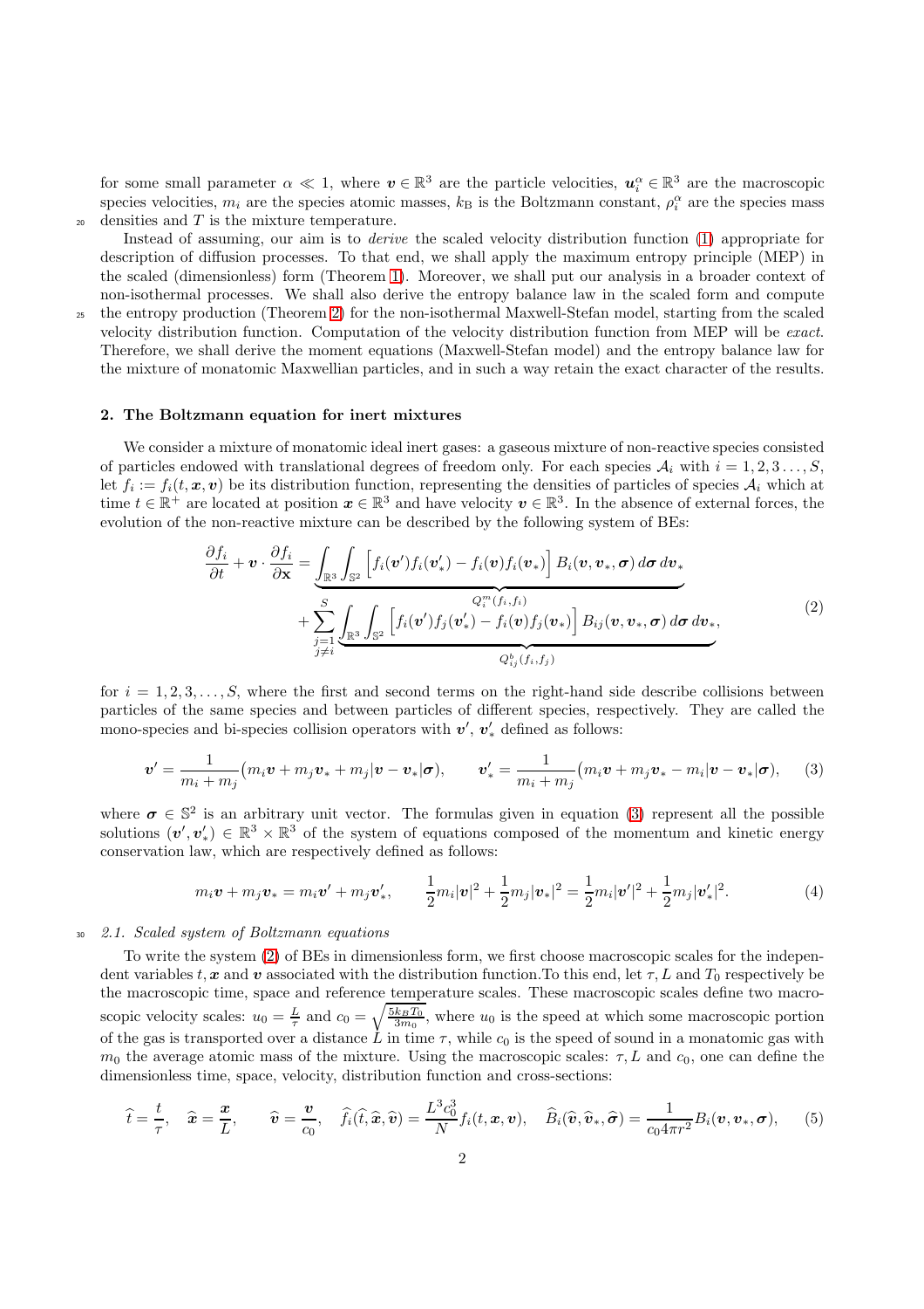for some small parameter $\alpha \ll 1$, where $\boldsymbol{v} \in \mathbb{R}^3$ are the particle velocities, $\boldsymbol{u}_i^\alpha \in \mathbb{R}^3$ are the macroscopic species velocities, $m_i$ are the species atomic masses, $k_\mathrm{B}$ is the Boltzmann constant, $\rho_i^\alpha$ are the species mass densities and $T$ is the mixture temperature.

Instead of assuming, our aim is to *derive* the scaled velocity distribution function (1) appropriate for description of diffusion processes. To that end, we shall apply the maximum entropy principle (MEP) in the scaled (dimensionless) form (Theorem 1). Moreover, we shall put our analysis in a broader context of non-isothermal processes. We shall also derive the entropy balance law in the scaled form and compute the entropy production (Theorem 2) for the non-isothermal Maxwell-Stefan model, starting from the scaled velocity distribution function. Computation of the velocity distribution function from MEP will be *exact*. Therefore, we shall derive the moment equations (Maxwell-Stefan model) and the entropy balance law for the mixture of monatomic Maxwellian particles, and in such a way retain the exact character of the results.

## 2. The Boltzmann equation for inert mixtures

We consider a mixture of monatomic ideal inert gases: a gaseous mixture of non-reactive species consisted of particles endowed with translational degrees of freedom only. For each species $\mathcal{A}_i$ with $i = 1, 2, 3 \ldots, S$, let $f_i := f_i(t, \boldsymbol{x}, \boldsymbol{v})$ be its distribution function, representing the densities of particles of species $\mathcal{A}_i$ which at time $t \in \mathbb{R}^+$ are located at position $\boldsymbol{x} \in \mathbb{R}^3$ and have velocity $\boldsymbol{v} \in \mathbb{R}^3$. In the absence of external forces, the evolution of the non-reactive mixture can be described by the following system of BEs:

$$
\begin{aligned}
\frac{\partial f_i}{\partial t} + \boldsymbol{v} \cdot \frac{\partial f_i}{\partial \mathbf{x}} = & \underbrace{\int_{\mathbb{R}^3} \int_{\mathbb{S}^2} \Big[ f_i(\boldsymbol{v}') f_i(\boldsymbol{v}'_*) - f_i(\boldsymbol{v}) f_i(\boldsymbol{v}_*) \Big] B_i(\boldsymbol{v}, \boldsymbol{v}_*, \boldsymbol{\sigma}) \, d\boldsymbol{\sigma} \, d\boldsymbol{v}_*}_{Q_i^m(f_i, f_i)} \\
& + \sum_{\substack{j=1 \\ j \neq i}}^{S} \underbrace{\int_{\mathbb{R}^3} \int_{\mathbb{S}^2} \Big[ f_i(\boldsymbol{v}') f_j(\boldsymbol{v}'_*) - f_i(\boldsymbol{v}) f_j(\boldsymbol{v}_*) \Big] B_{ij}(\boldsymbol{v}, \boldsymbol{v}_*, \boldsymbol{\sigma}) \, d\boldsymbol{\sigma} \, d\boldsymbol{v}_*}_{Q_{ij}^b(f_i, f_j)},
\end{aligned}
\tag{2}
$$

for $i = 1, 2, 3, \ldots, S$, where the first and second terms on the right-hand side describe collisions between particles of the same species and between particles of different species, respectively. They are called the mono-species and bi-species collision operators with $\boldsymbol{v}'$, $\boldsymbol{v}'_*$ defined as follows:

$$
\boldsymbol{v}' = \frac{1}{m_i + m_j} \big( m_i \boldsymbol{v} + m_j \boldsymbol{v}_* + m_j |\boldsymbol{v} - \boldsymbol{v}_*| \boldsymbol{\sigma} \big), \qquad \boldsymbol{v}'_* = \frac{1}{m_i + m_j} \big( m_i \boldsymbol{v} + m_j \boldsymbol{v}_* - m_i |\boldsymbol{v} - \boldsymbol{v}_*| \boldsymbol{\sigma} \big), \tag{3}
$$

where $\boldsymbol{\sigma} \in \mathbb{S}^2$ is an arbitrary unit vector. The formulas given in equation (3) represent all the possible solutions $(\boldsymbol{v}', \boldsymbol{v}'_*) \in \mathbb{R}^3 \times \mathbb{R}^3$ of the system of equations composed of the momentum and kinetic energy conservation law, which are respectively defined as follows:

$$
m_i \boldsymbol{v} + m_j \boldsymbol{v}_* = m_i \boldsymbol{v}' + m_j \boldsymbol{v}'_*, \qquad \frac{1}{2} m_i |\boldsymbol{v}|^2 + \frac{1}{2} m_j |\boldsymbol{v}_*|^2 = \frac{1}{2} m_i |\boldsymbol{v}'|^2 + \frac{1}{2} m_j |\boldsymbol{v}'_*|^2. \tag{4}
$$

### 2.1. Scaled system of Boltzmann equations

To write the system (2) of BEs in dimensionless form, we first choose macroscopic scales for the independent variables $t, \boldsymbol{x}$ and $\boldsymbol{v}$ associated with the distribution function.To this end, let $\tau, L$ and $T_0$ respectively be the macroscopic time, space and reference temperature scales. These macroscopic scales define two macroscopic velocity scales: $u_0 = \frac{L}{\tau}$ and $c_0 = \sqrt{\frac{5 k_B T_0}{3 m_0}}$, where $u_0$ is the speed at which some macroscopic portion of the gas is transported over a distance $L$ in time $\tau$, while $c_0$ is the speed of sound in a monatomic gas with $m_0$ the average atomic mass of the mixture. Using the macroscopic scales: $\tau, L$ and $c_0$, one can define the dimensionless time, space, velocity, distribution function and cross-sections:

$$
\widehat{t} = \frac{t}{\tau}, \quad \widehat{\boldsymbol{x}} = \frac{\boldsymbol{x}}{L}, \qquad \widehat{\boldsymbol{v}} = \frac{\boldsymbol{v}}{c_0}, \quad \widehat{f}_i(\widehat{t}, \widehat{\boldsymbol{x}}, \widehat{\boldsymbol{v}}) = \frac{L^3 c_0^3}{N} f_i(t, \boldsymbol{x}, \boldsymbol{v}), \quad \widehat{B}_i(\widehat{\boldsymbol{v}}, \widehat{\boldsymbol{v}}_*, \widehat{\boldsymbol{\sigma}}) = \frac{1}{c_0 4 \pi r^2} B_i(\boldsymbol{v}, \boldsymbol{v}_*, \boldsymbol{\sigma}), \tag{5}
$$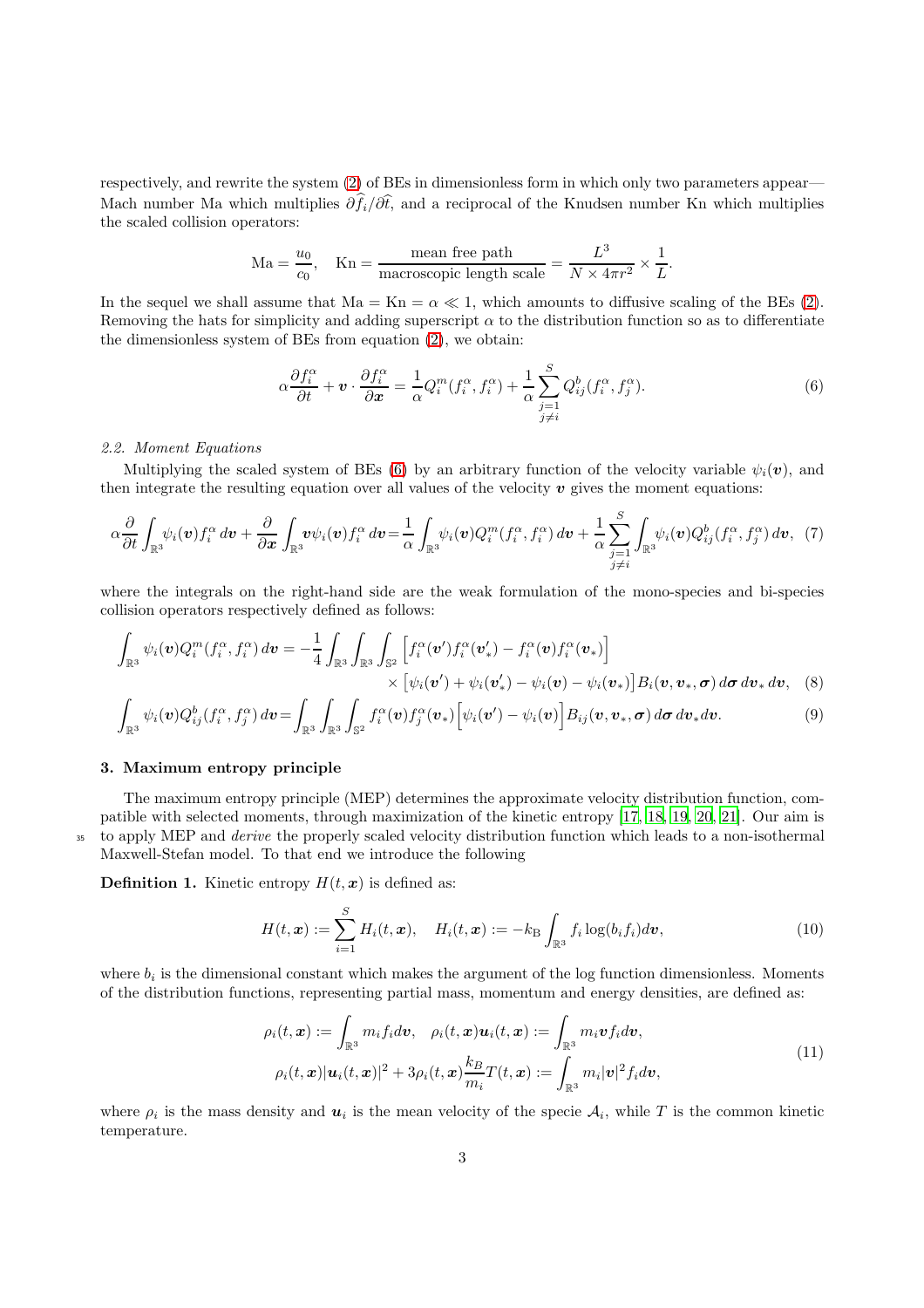respectively, and rewrite the system (2) of BEs in dimensionless form in which only two parameters appear—Mach number Ma which multiplies $\partial \widehat{f}_i/\partial \widehat{t}$, and a reciprocal of the Knudsen number Kn which multiplies the scaled collision operators:

$$\mathrm{Ma} = \frac{u_0}{c_0}, \quad \mathrm{Kn} = \frac{\text{mean free path}}{\text{macroscopic length scale}} = \frac{L^3}{N \times 4\pi r^2} \times \frac{1}{L}.$$

In the sequel we shall assume that $\mathrm{Ma} = \mathrm{Kn} = \alpha \ll 1$, which amounts to diffusive scaling of the BEs (2). Removing the hats for simplicity and adding superscript $\alpha$ to the distribution function so as to differentiate the dimensionless system of BEs from equation (2), we obtain:

$$\alpha \frac{\partial f_i^\alpha}{\partial t} + \boldsymbol{v} \cdot \frac{\partial f_i^\alpha}{\partial \boldsymbol{x}} = \frac{1}{\alpha} Q_i^m(f_i^\alpha, f_i^\alpha) + \frac{1}{\alpha} \sum_{\substack{j=1 \\ j \neq i}}^{S} Q_{ij}^b(f_i^\alpha, f_j^\alpha). \tag{6}$$

### 2.2. Moment Equations

Multiplying the scaled system of BEs (6) by an arbitrary function of the velocity variable $\psi_i(\boldsymbol{v})$, and then integrate the resulting equation over all values of the velocity $\boldsymbol{v}$ gives the moment equations:

$$\alpha \frac{\partial}{\partial t} \int_{\mathbb{R}^3} \psi_i(\boldsymbol{v}) f_i^\alpha \, d\boldsymbol{v} + \frac{\partial}{\partial \boldsymbol{x}} \int_{\mathbb{R}^3} \boldsymbol{v} \psi_i(\boldsymbol{v}) f_i^\alpha \, d\boldsymbol{v} = \frac{1}{\alpha} \int_{\mathbb{R}^3} \psi_i(\boldsymbol{v}) Q_i^m(f_i^\alpha, f_i^\alpha) \, d\boldsymbol{v} + \frac{1}{\alpha} \sum_{\substack{j=1 \\ j \neq i}}^{S} \int_{\mathbb{R}^3} \psi_i(\boldsymbol{v}) Q_{ij}^b(f_i^\alpha, f_j^\alpha) \, d\boldsymbol{v}, \tag{7}$$

where the integrals on the right-hand side are the weak formulation of the mono-species and bi-species collision operators respectively defined as follows:

$$\int_{\mathbb{R}^3} \psi_i(\boldsymbol{v}) Q_i^m(f_i^\alpha, f_i^\alpha) \, d\boldsymbol{v} = -\frac{1}{4} \int_{\mathbb{R}^3} \int_{\mathbb{R}^3} \int_{\mathbb{S}^2} \Big[ f_i^\alpha(\boldsymbol{v}') f_i^\alpha(\boldsymbol{v}'_*) - f_i^\alpha(\boldsymbol{v}) f_i^\alpha(\boldsymbol{v}_*) \Big] \times \Big[ \psi_i(\boldsymbol{v}') + \psi_i(\boldsymbol{v}'_*) - \psi_i(\boldsymbol{v}) - \psi_i(\boldsymbol{v}_*) \Big] B_i(\boldsymbol{v}, \boldsymbol{v}_*, \boldsymbol{\sigma}) \, d\boldsymbol{\sigma} \, d\boldsymbol{v}_* \, d\boldsymbol{v}, \tag{8}$$

$$\int_{\mathbb{R}^3} \psi_i(\boldsymbol{v}) Q_{ij}^b(f_i^\alpha, f_j^\alpha) \, d\boldsymbol{v} = \int_{\mathbb{R}^3} \int_{\mathbb{R}^3} \int_{\mathbb{S}^2} f_i^\alpha(\boldsymbol{v}) f_j^\alpha(\boldsymbol{v}_*) \Big[ \psi_i(\boldsymbol{v}') - \psi_i(\boldsymbol{v}) \Big] B_{ij}(\boldsymbol{v}, \boldsymbol{v}_*, \boldsymbol{\sigma}) \, d\boldsymbol{\sigma} \, d\boldsymbol{v}_* d\boldsymbol{v}. \tag{9}$$

## 3. Maximum entropy principle

The maximum entropy principle (MEP) determines the approximate velocity distribution function, compatible with selected moments, through maximization of the kinetic entropy [17, 18, 19, 20, 21]. Our aim is to apply MEP and *derive* the properly scaled velocity distribution function which leads to a non-isothermal Maxwell-Stefan model. To that end we introduce the following

**Definition 1.** Kinetic entropy $H(t, \boldsymbol{x})$ is defined as:

$$H(t, \boldsymbol{x}) := \sum_{i=1}^{S} H_i(t, \boldsymbol{x}), \quad H_i(t, \boldsymbol{x}) := -k_{\mathrm{B}} \int_{\mathbb{R}^3} f_i \log(b_i f_i) d\boldsymbol{v}, \tag{10}$$

where $b_i$ is the dimensional constant which makes the argument of the log function dimensionless. Moments of the distribution functions, representing partial mass, momentum and energy densities, are defined as:

$$\begin{aligned} \rho_i(t, \boldsymbol{x}) &:= \int_{\mathbb{R}^3} m_i f_i d\boldsymbol{v}, \quad \rho_i(t, \boldsymbol{x}) \boldsymbol{u}_i(t, \boldsymbol{x}) := \int_{\mathbb{R}^3} m_i \boldsymbol{v} f_i d\boldsymbol{v}, \\ \rho_i(t, \boldsymbol{x}) |\boldsymbol{u}_i(t, \boldsymbol{x})|^2 &+ 3\rho_i(t, \boldsymbol{x}) \frac{k_B}{m_i} T(t, \boldsymbol{x}) := \int_{\mathbb{R}^3} m_i |\boldsymbol{v}|^2 f_i d\boldsymbol{v}, \end{aligned} \tag{11}$$

where $\rho_i$ is the mass density and $\boldsymbol{u}_i$ is the mean velocity of the specie $\mathcal{A}_i$, while $T$ is the common kinetic temperature.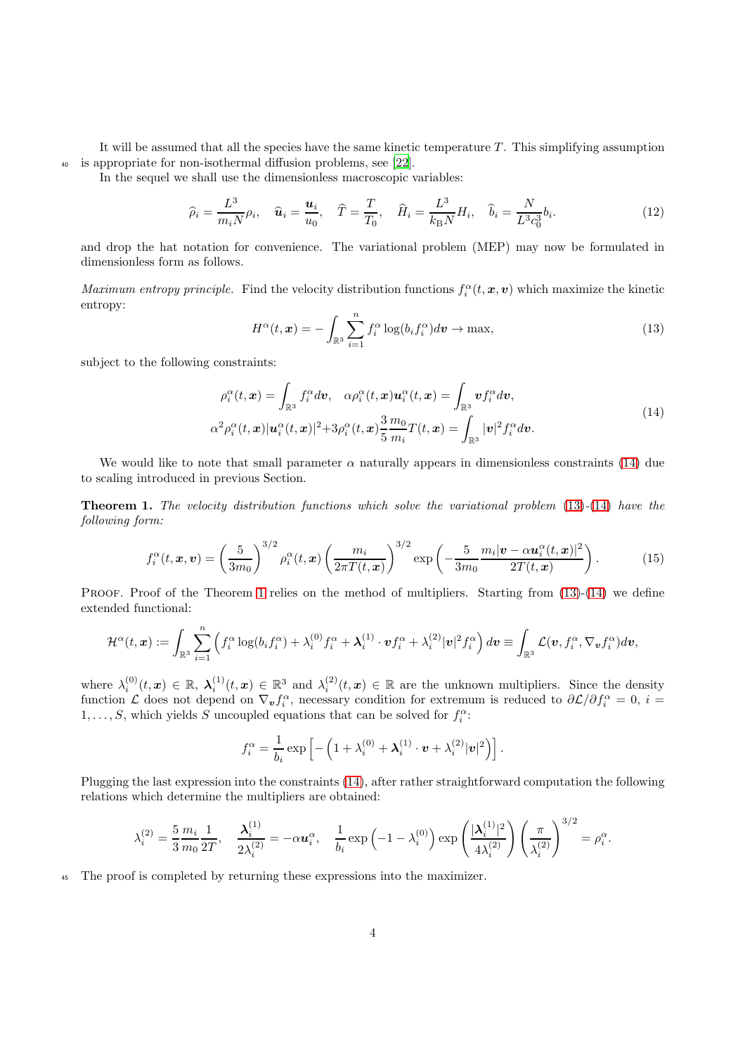It will be assumed that all the species have the same kinetic temperature $T$. This simplifying assumption is appropriate for non-isothermal diffusion problems, see [22].

In the sequel we shall use the dimensionless macroscopic variables:

$$\widehat{\rho}_i = \frac{L^3}{m_i N}\rho_i, \quad \widehat{\boldsymbol{u}}_i = \frac{\boldsymbol{u}_i}{u_0}, \quad \widehat{T} = \frac{T}{T_0}, \quad \widehat{H}_i = \frac{L^3}{k_{\mathrm{B}} N} H_i, \quad \widehat{b}_i = \frac{N}{L^3 c_0^3} b_i. \tag{12}$$

and drop the hat notation for convenience. The variational problem (MEP) may now be formulated in dimensionless form as follows.

*Maximum entropy principle.* Find the velocity distribution functions $f_i^\alpha(t, \boldsymbol{x}, \boldsymbol{v})$ which maximize the kinetic entropy:

$$H^\alpha(t, \boldsymbol{x}) = -\int_{\mathbb{R}^3} \sum_{i=1}^n f_i^\alpha \log(b_i f_i^\alpha) d\boldsymbol{v} \to \max, \tag{13}$$

subject to the following constraints:

$$\begin{aligned} \rho_i^\alpha(t, \boldsymbol{x}) = \int_{\mathbb{R}^3} f_i^\alpha d\boldsymbol{v}, \quad \alpha \rho_i^\alpha(t, \boldsymbol{x}) \boldsymbol{u}_i^\alpha(t, \boldsymbol{x}) = \int_{\mathbb{R}^3} \boldsymbol{v} f_i^\alpha d\boldsymbol{v}, \\ \alpha^2 \rho_i^\alpha(t, \boldsymbol{x}) |\boldsymbol{u}_i^\alpha(t, \boldsymbol{x})|^2 + 3\rho_i^\alpha(t, \boldsymbol{x}) \frac{3}{5}\frac{m_0}{m_i} T(t, \boldsymbol{x}) = \int_{\mathbb{R}^3} |\boldsymbol{v}|^2 f_i^\alpha d\boldsymbol{v}. \end{aligned} \tag{14}$$

We would like to note that small parameter $\alpha$ naturally appears in dimensionless constraints (14) due to scaling introduced in previous Section.

**Theorem 1.** *The velocity distribution functions which solve the variational problem* (13)-(14) *have the following form:*

$$f_i^\alpha(t, \boldsymbol{x}, \boldsymbol{v}) = \left(\frac{5}{3m_0}\right)^{3/2} \rho_i^\alpha(t, \boldsymbol{x}) \left(\frac{m_i}{2\pi T(t, \boldsymbol{x})}\right)^{3/2} \exp\left(-\frac{5}{3m_0}\frac{m_i |\boldsymbol{v} - \alpha \boldsymbol{u}_i^\alpha(t, \boldsymbol{x})|^2}{2T(t, \boldsymbol{x})}\right). \tag{15}$$

Proof. Proof of the Theorem 1 relies on the method of multipliers. Starting from (13)-(14) we define extended functional:

$$\mathcal{H}^\alpha(t, \boldsymbol{x}) := \int_{\mathbb{R}^3} \sum_{i=1}^n \left( f_i^\alpha \log(b_i f_i^\alpha) + \lambda_i^{(0)} f_i^\alpha + \boldsymbol{\lambda}_i^{(1)} \cdot \boldsymbol{v} f_i^\alpha + \lambda_i^{(2)} |\boldsymbol{v}|^2 f_i^\alpha \right) d\boldsymbol{v} \equiv \int_{\mathbb{R}^3} \mathcal{L}(\boldsymbol{v}, f_i^\alpha, \nabla_{\boldsymbol{v}} f_i^\alpha) d\boldsymbol{v},$$

where $\lambda_i^{(0)}(t, \boldsymbol{x}) \in \mathbb{R}$, $\boldsymbol{\lambda}_i^{(1)}(t, \boldsymbol{x}) \in \mathbb{R}^3$ and $\lambda_i^{(2)}(t, \boldsymbol{x}) \in \mathbb{R}$ are the unknown multipliers. Since the density function $\mathcal{L}$ does not depend on $\nabla_{\boldsymbol{v}} f_i^\alpha$, necessary condition for extremum is reduced to $\partial \mathcal{L}/\partial f_i^\alpha = 0$, $i = 1, \ldots, S$, which yields $S$ uncoupled equations that can be solved for $f_i^\alpha$:

$$f_i^\alpha = \frac{1}{b_i} \exp\left[ -\left(1 + \lambda_i^{(0)} + \boldsymbol{\lambda}_i^{(1)} \cdot \boldsymbol{v} + \lambda_i^{(2)} |\boldsymbol{v}|^2\right)\right].$$

Plugging the last expression into the constraints (14), after rather straightforward computation the following relations which determine the multipliers are obtained:

$$\lambda_i^{(2)} = \frac{5}{3}\frac{m_i}{m_0}\frac{1}{2T}, \quad \frac{\boldsymbol{\lambda}_i^{(1)}}{2\lambda_i^{(2)}} = -\alpha \boldsymbol{u}_i^\alpha, \quad \frac{1}{b_i} \exp\left(-1 - \lambda_i^{(0)}\right) \exp\left(\frac{|\boldsymbol{\lambda}_i^{(1)}|^2}{4\lambda_i^{(2)}}\right) \left(\frac{\pi}{\lambda_i^{(2)}}\right)^{3/2} = \rho_i^\alpha.$$

The proof is completed by returning these expressions into the maximizer.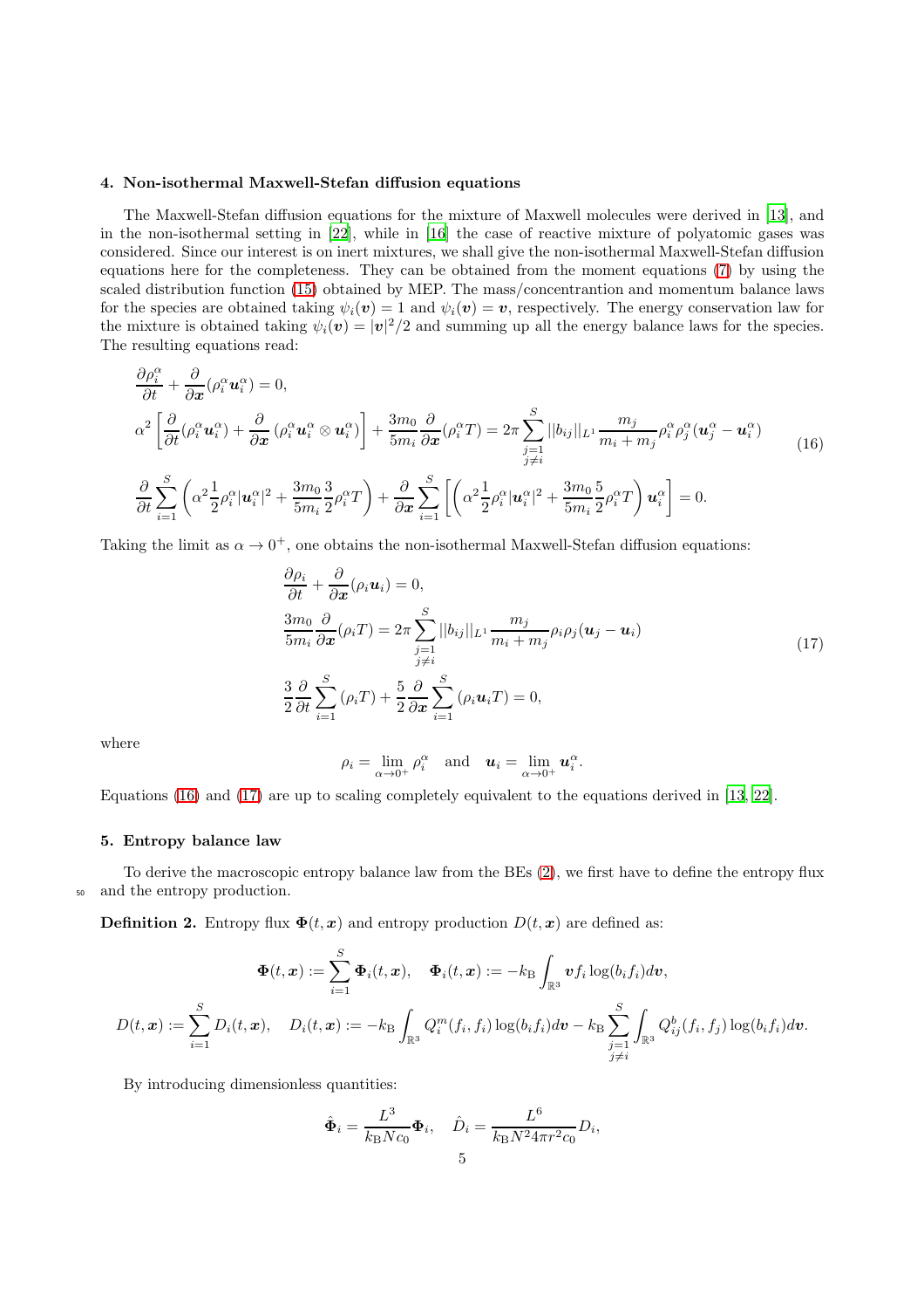## 4. Non-isothermal Maxwell-Stefan diffusion equations

The Maxwell-Stefan diffusion equations for the mixture of Maxwell molecules were derived in [13], and in the non-isothermal setting in [22], while in [16] the case of reactive mixture of polyatomic gases was considered. Since our interest is on inert mixtures, we shall give the non-isothermal Maxwell-Stefan diffusion equations here for the completeness. They can be obtained from the moment equations (7) by using the scaled distribution function (15) obtained by MEP. The mass/concentrantion and momentum balance laws for the species are obtained taking $\psi_i(\boldsymbol{v}) = 1$ and $\psi_i(\boldsymbol{v}) = \boldsymbol{v}$, respectively. The energy conservation law for the mixture is obtained taking $\psi_i(\boldsymbol{v}) = |\boldsymbol{v}|^2/2$ and summing up all the energy balance laws for the species. The resulting equations read:

$$
\begin{aligned}
&\frac{\partial \rho_i^\alpha}{\partial t} + \frac{\partial}{\partial \boldsymbol{x}}(\rho_i^\alpha \boldsymbol{u}_i^\alpha) = 0, \\
&\alpha^2 \left[ \frac{\partial}{\partial t}(\rho_i^\alpha \boldsymbol{u}_i^\alpha) + \frac{\partial}{\partial \boldsymbol{x}}\left(\rho_i^\alpha \boldsymbol{u}_i^\alpha \otimes \boldsymbol{u}_i^\alpha\right) \right] + \frac{3m_0}{5m_i}\frac{\partial}{\partial \boldsymbol{x}}(\rho_i^\alpha T) = 2\pi \sum_{\substack{j=1 \\ j\neq i}}^{S} ||b_{ij}||_{L^1} \frac{m_j}{m_i + m_j} \rho_i^\alpha \rho_j^\alpha (\boldsymbol{u}_j^\alpha - \boldsymbol{u}_i^\alpha) \\
&\frac{\partial}{\partial t} \sum_{i=1}^{S} \left( \alpha^2 \frac{1}{2} \rho_i^\alpha |\boldsymbol{u}_i^\alpha|^2 + \frac{3m_0}{5m_i} \frac{3}{2} \rho_i^\alpha T \right) + \frac{\partial}{\partial \boldsymbol{x}} \sum_{i=1}^{S} \left[ \left( \alpha^2 \frac{1}{2} \rho_i^\alpha |\boldsymbol{u}_i^\alpha|^2 + \frac{3m_0}{5m_i} \frac{5}{2} \rho_i^\alpha T \right) \boldsymbol{u}_i^\alpha \right] = 0.
\end{aligned}
\tag{16}
$$

Taking the limit as $\alpha \to 0^+$, one obtains the non-isothermal Maxwell-Stefan diffusion equations:

$$
\begin{aligned}
&\frac{\partial \rho_i}{\partial t} + \frac{\partial}{\partial \boldsymbol{x}}(\rho_i \boldsymbol{u}_i) = 0, \\
&\frac{3m_0}{5m_i}\frac{\partial}{\partial \boldsymbol{x}}(\rho_i T) = 2\pi \sum_{\substack{j=1 \\ j\neq i}}^{S} ||b_{ij}||_{L^1} \frac{m_j}{m_i + m_j} \rho_i \rho_j (\boldsymbol{u}_j - \boldsymbol{u}_i) \\
&\frac{3}{2}\frac{\partial}{\partial t} \sum_{i=1}^{S} (\rho_i T) + \frac{5}{2}\frac{\partial}{\partial \boldsymbol{x}} \sum_{i=1}^{S} (\rho_i \boldsymbol{u}_i T) = 0,
\end{aligned}
\tag{17}
$$

where

$$
\rho_i = \lim_{\alpha \to 0^+} \rho_i^\alpha \quad \text{and} \quad \boldsymbol{u}_i = \lim_{\alpha \to 0^+} \boldsymbol{u}_i^\alpha.
$$

Equations (16) and (17) are up to scaling completely equivalent to the equations derived in [13, 22].

## 5. Entropy balance law

To derive the macroscopic entropy balance law from the BEs (2), we first have to define the entropy flux and the entropy production.

**Definition 2.** Entropy flux $\boldsymbol{\Phi}(t, \boldsymbol{x})$ and entropy production $D(t, \boldsymbol{x})$ are defined as:

$$
\boldsymbol{\Phi}(t, \boldsymbol{x}) := \sum_{i=1}^{S} \boldsymbol{\Phi}_i(t, \boldsymbol{x}), \quad \boldsymbol{\Phi}_i(t, \boldsymbol{x}) := -k_{\mathrm{B}} \int_{\mathbb{R}^3} \boldsymbol{v} f_i \log(b_i f_i) d\boldsymbol{v},
$$

$$
D(t, \boldsymbol{x}) := \sum_{i=1}^{S} D_i(t, \boldsymbol{x}), \quad D_i(t, \boldsymbol{x}) := -k_{\mathrm{B}} \int_{\mathbb{R}^3} Q_i^m(f_i, f_i) \log(b_i f_i) d\boldsymbol{v} - k_{\mathrm{B}} \sum_{\substack{j=1 \\ j\neq i}}^{S} \int_{\mathbb{R}^3} Q_{ij}^b(f_i, f_j) \log(b_i f_i) d\boldsymbol{v}.
$$

By introducing dimensionless quantities:

$$
\hat{\boldsymbol{\Phi}}_i = \frac{L^3}{k_{\mathrm{B}} N c_0} \boldsymbol{\Phi}_i, \quad \hat{D}_i = \frac{L^6}{k_{\mathrm{B}} N^2 4\pi r^2 c_0} D_i,
$$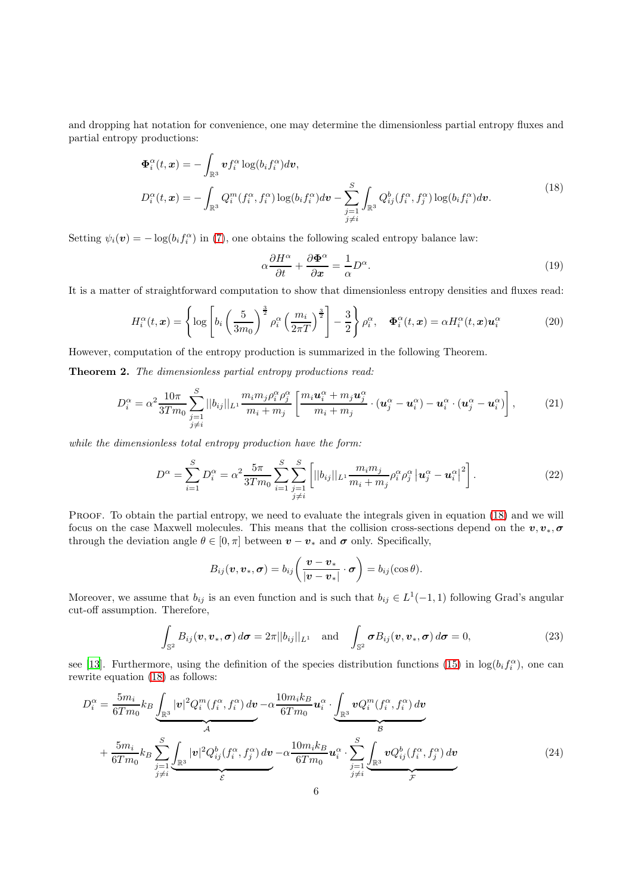and dropping hat notation for convenience, one may determine the dimensionless partial entropy fluxes and partial entropy productions:

$$
\begin{aligned}
&\boldsymbol{\Phi}_i^\alpha(t,\boldsymbol{x}) = -\int_{\mathbb{R}^3} \boldsymbol{v} f_i^\alpha \log(b_i f_i^\alpha) d\boldsymbol{v}, \\
&D_i^\alpha(t,\boldsymbol{x}) = -\int_{\mathbb{R}^3} Q_i^m(f_i^\alpha, f_i^\alpha)\log(b_i f_i^\alpha) d\boldsymbol{v} - \sum_{\substack{j=1\\ j\neq i}}^{S} \int_{\mathbb{R}^3} Q_{ij}^b(f_i^\alpha, f_j^\alpha)\log(b_i f_i^\alpha) d\boldsymbol{v}.
\end{aligned}
\tag{18}
$$

Setting $\psi_i(\boldsymbol{v}) = -\log(b_i f_i^\alpha)$ in (7), one obtains the following scaled entropy balance law:

$$
\alpha \frac{\partial H^\alpha}{\partial t} + \frac{\partial \boldsymbol{\Phi}^\alpha}{\partial \boldsymbol{x}} = \frac{1}{\alpha} D^\alpha. \tag{19}
$$

It is a matter of straightforward computation to show that dimensionless entropy densities and fluxes read:

$$
H_i^\alpha(t,\boldsymbol{x}) = \left\{ \log\left[ b_i \left(\frac{5}{3m_0}\right)^{\frac{3}{2}} \rho_i^\alpha \left(\frac{m_i}{2\pi T}\right)^{\frac{3}{2}} \right] - \frac{3}{2} \right\} \rho_i^\alpha, \quad \boldsymbol{\Phi}_i^\alpha(t,\boldsymbol{x}) = \alpha H_i^\alpha(t,\boldsymbol{x}) \boldsymbol{u}_i^\alpha \tag{20}
$$

However, computation of the entropy production is summarized in the following Theorem.

**Theorem 2.** *The dimensionless partial entropy productions read:*

$$
D_i^\alpha = \alpha^2 \frac{10\pi}{3Tm_0} \sum_{\substack{j=1\\ j\neq i}}^{S} ||b_{ij}||_{L^1} \frac{m_i m_j \rho_i^\alpha \rho_j^\alpha}{m_i + m_j} \left[ \frac{m_i \boldsymbol{u}_i^\alpha + m_j \boldsymbol{u}_j^\alpha}{m_i + m_j} \cdot (\boldsymbol{u}_j^\alpha - \boldsymbol{u}_i^\alpha) - \boldsymbol{u}_i^\alpha \cdot (\boldsymbol{u}_j^\alpha - \boldsymbol{u}_i^\alpha) \right], \tag{21}
$$

*while the dimensionless total entropy production have the form:*

$$
D^\alpha = \sum_{i=1}^{S} D_i^\alpha = \alpha^2 \frac{5\pi}{3Tm_0} \sum_{i=1}^{S} \sum_{\substack{j=1\\ j\neq i}}^{S} \left[ ||b_{ij}||_{L^1} \frac{m_i m_j}{m_i + m_j} \rho_i^\alpha \rho_j^\alpha \left| \boldsymbol{u}_j^\alpha - \boldsymbol{u}_i^\alpha \right|^2 \right]. \tag{22}
$$

Proof. To obtain the partial entropy, we need to evaluate the integrals given in equation (18) and we will focus on the case Maxwell molecules. This means that the collision cross-sections depend on the $\boldsymbol{v}, \boldsymbol{v}_*, \boldsymbol{\sigma}$ through the deviation angle $\theta \in [0,\pi]$ between $\boldsymbol{v} - \boldsymbol{v}_*$ and $\boldsymbol{\sigma}$ only. Specifically,

$$
B_{ij}(\boldsymbol{v}, \boldsymbol{v}_*, \boldsymbol{\sigma}) = b_{ij}\left( \frac{\boldsymbol{v} - \boldsymbol{v}_*}{|\boldsymbol{v} - \boldsymbol{v}_*|} \cdot \boldsymbol{\sigma} \right) = b_{ij}(\cos\theta).
$$

Moreover, we assume that $b_{ij}$ is an even function and is such that $b_{ij} \in L^1(-1,1)$ following Grad's angular cut-off assumption. Therefore,

$$
\int_{\mathbb{S}^2} B_{ij}(\boldsymbol{v}, \boldsymbol{v}_*, \boldsymbol{\sigma})\, d\boldsymbol{\sigma} = 2\pi ||b_{ij}||_{L^1} \quad \text{and} \quad \int_{\mathbb{S}^2} \boldsymbol{\sigma} B_{ij}(\boldsymbol{v}, \boldsymbol{v}_*, \boldsymbol{\sigma})\, d\boldsymbol{\sigma} = 0, \tag{23}
$$

see [13]. Furthermore, using the definition of the species distribution functions (15) in $\log(b_i f_i^\alpha)$, one can rewrite equation (18) as follows:

$$
\begin{aligned}
D_i^\alpha = &\frac{5m_i}{6Tm_0} k_B \underbrace{\int_{\mathbb{R}^3} |\boldsymbol{v}|^2 Q_i^m(f_i^\alpha, f_i^\alpha)\, d\boldsymbol{v}}_{\mathcal{A}} - \alpha \frac{10 m_i k_B}{6Tm_0} \boldsymbol{u}_i^\alpha \cdot \underbrace{\int_{\mathbb{R}^3} \boldsymbol{v} Q_i^m(f_i^\alpha, f_i^\alpha)\, d\boldsymbol{v}}_{\mathcal{B}} \\
&+ \frac{5m_i}{6Tm_0} k_B \sum_{\substack{j=1\\ j\neq i}}^{S} \underbrace{\int_{\mathbb{R}^3} |\boldsymbol{v}|^2 Q_{ij}^b(f_i^\alpha, f_j^\alpha)\, d\boldsymbol{v}}_{\mathcal{E}} - \alpha \frac{10 m_i k_B}{6Tm_0} \boldsymbol{u}_i^\alpha \cdot \sum_{\substack{j=1\\ j\neq i}}^{S} \underbrace{\int_{\mathbb{R}^3} \boldsymbol{v} Q_{ij}^b(f_i^\alpha, f_j^\alpha)\, d\boldsymbol{v}}_{\mathcal{F}}
\end{aligned}
\tag{24}
$$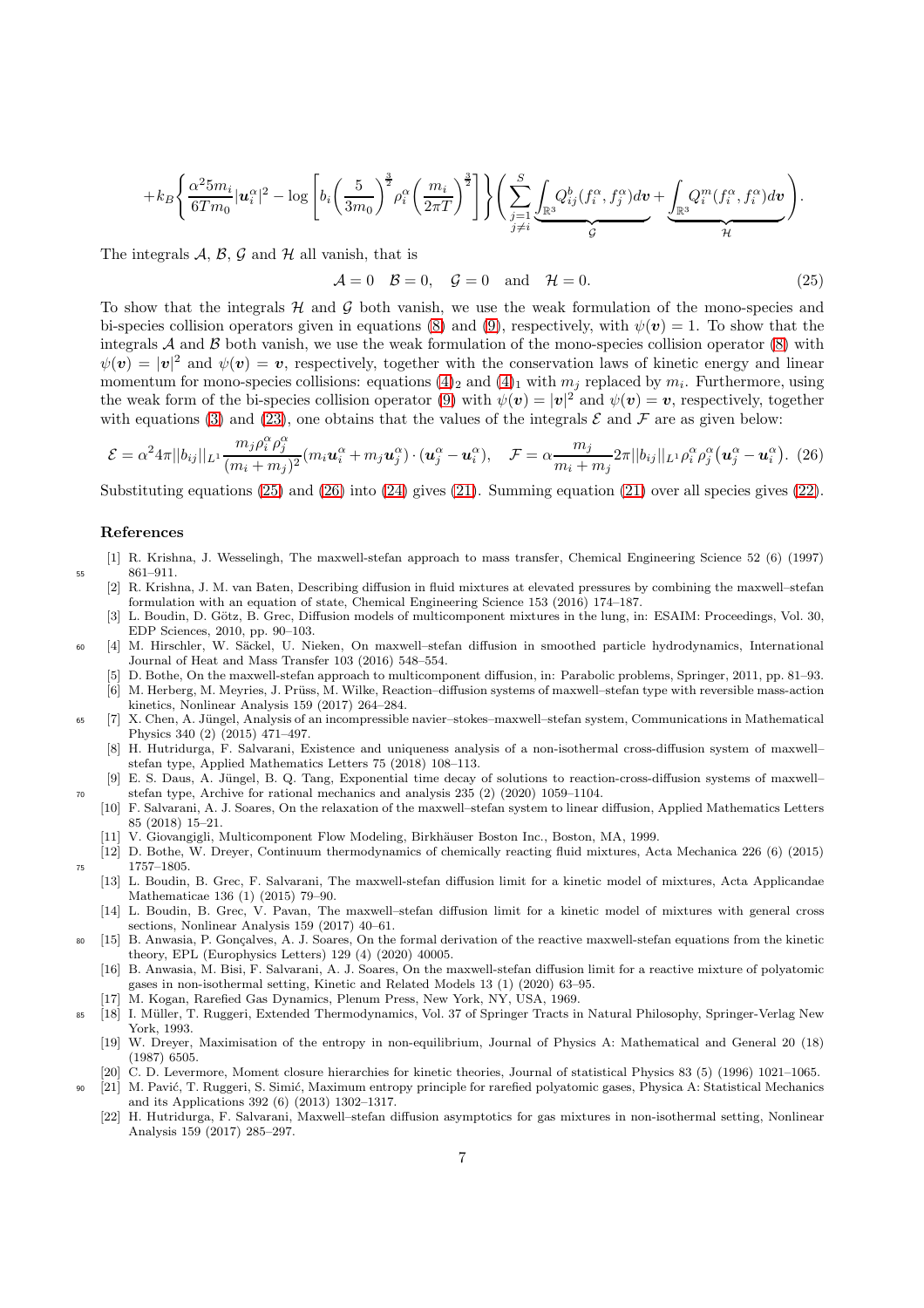$$+k_B\left\{\frac{\alpha^2 5 m_i}{6Tm_0}|\boldsymbol{u}_i^\alpha|^2 - \log\left[b_i\left(\frac{5}{3m_0}\right)^{\frac{3}{2}}\rho_i^\alpha\left(\frac{m_i}{2\pi T}\right)^{\frac{3}{2}}\right]\right\}\Bigg(\underbrace{\sum_{\substack{j=1\\ j\neq i}}^{S}\int_{\mathbb{R}^3} Q_{ij}^b(f_i^\alpha, f_j^\alpha)d\boldsymbol{v}}_{\mathcal{G}} + \underbrace{\int_{\mathbb{R}^3} Q_i^m(f_i^\alpha, f_i^\alpha)d\boldsymbol{v}}_{\mathcal{H}}\Bigg).$$

The integrals $\mathcal{A}$, $\mathcal{B}$, $\mathcal{G}$ and $\mathcal{H}$ all vanish, that is

$$\mathcal{A} = 0 \quad \mathcal{B} = 0, \quad \mathcal{G} = 0 \quad \text{and} \quad \mathcal{H} = 0. \tag{25}$$

To show that the integrals $\mathcal{H}$ and $\mathcal{G}$ both vanish, we use the weak formulation of the mono-species and bi-species collision operators given in equations (8) and (9), respectively, with $\psi(\boldsymbol{v}) = 1$. To show that the integrals $\mathcal{A}$ and $\mathcal{B}$ both vanish, we use the weak formulation of the mono-species collision operator (8) with $\psi(\boldsymbol{v}) = |\boldsymbol{v}|^2$ and $\psi(\boldsymbol{v}) = \boldsymbol{v}$, respectively, together with the conservation laws of kinetic energy and linear momentum for mono-species collisions: equations $(4)_2$ and $(4)_1$ with $m_j$ replaced by $m_i$. Furthermore, using the weak form of the bi-species collision operator (9) with $\psi(\boldsymbol{v}) = |\boldsymbol{v}|^2$ and $\psi(\boldsymbol{v}) = \boldsymbol{v}$, respectively, together with equations (3) and (23), one obtains that the values of the integrals $\mathcal{E}$ and $\mathcal{F}$ are as given below:

$$\mathcal{E} = \alpha^2 4\pi ||b_{ij}||_{L^1}\frac{m_j\rho_i^\alpha\rho_j^\alpha}{(m_i+m_j)^2}(m_i\boldsymbol{u}_i^\alpha + m_j\boldsymbol{u}_j^\alpha)\cdot(\boldsymbol{u}_j^\alpha - \boldsymbol{u}_i^\alpha), \quad \mathcal{F} = \alpha\frac{m_j}{m_i+m_j}2\pi||b_{ij}||_{L^1}\rho_i^\alpha\rho_j^\alpha\big(\boldsymbol{u}_j^\alpha - \boldsymbol{u}_i^\alpha\big). \tag{26}$$

Substituting equations (25) and (26) into (24) gives (21). Summing equation (21) over all species gives (22).

## References

[1] R. Krishna, J. Wesselingh, The maxwell-stefan approach to mass transfer, Chemical Engineering Science 52 (6) (1997) 861–911.

[2] R. Krishna, J. M. van Baten, Describing diffusion in fluid mixtures at elevated pressures by combining the maxwell–stefan formulation with an equation of state, Chemical Engineering Science 153 (2016) 174–187.

[3] L. Boudin, D. Götz, B. Grec, Diffusion models of multicomponent mixtures in the lung, in: ESAIM: Proceedings, Vol. 30, EDP Sciences, 2010, pp. 90–103.

[4] M. Hirschler, W. Säckel, U. Nieken, On maxwell–stefan diffusion in smoothed particle hydrodynamics, International Journal of Heat and Mass Transfer 103 (2016) 548–554.

[5] D. Bothe, On the maxwell-stefan approach to multicomponent diffusion, in: Parabolic problems, Springer, 2011, pp. 81–93.

[6] M. Herberg, M. Meyries, J. Prüss, M. Wilke, Reaction–diffusion systems of maxwell–stefan type with reversible mass-action kinetics, Nonlinear Analysis 159 (2017) 264–284.

[7] X. Chen, A. Jüngel, Analysis of an incompressible navier–stokes–maxwell–stefan system, Communications in Mathematical Physics 340 (2) (2015) 471–497.

[8] H. Hutridurga, F. Salvarani, Existence and uniqueness analysis of a non-isothermal cross-diffusion system of maxwell–stefan type, Applied Mathematics Letters 75 (2018) 108–113.

[9] E. S. Daus, A. Jüngel, B. Q. Tang, Exponential time decay of solutions to reaction-cross-diffusion systems of maxwell–stefan type, Archive for rational mechanics and analysis 235 (2) (2020) 1059–1104.

[10] F. Salvarani, A. J. Soares, On the relaxation of the maxwell-stefan system to linear diffusion, Applied Mathematics Letters 85 (2018) 15–21.

[11] V. Giovangigli, Multicomponent Flow Modeling, Birkhäuser Boston Inc., Boston, MA, 1999.

[12] D. Bothe, W. Dreyer, Continuum thermodynamics of chemically reacting fluid mixtures, Acta Mechanica 226 (6) (2015) 1757–1805.

[13] L. Boudin, B. Grec, F. Salvarani, The maxwell-stefan diffusion limit for a kinetic model of mixtures, Acta Applicandae Mathematicae 136 (1) (2015) 79–90.

[14] L. Boudin, B. Grec, V. Pavan, The maxwell-stefan diffusion limit for a kinetic model of mixtures with general cross sections, Nonlinear Analysis 159 (2017) 40–61.

[15] B. Anwasia, P. Gonçalves, A. J. Soares, On the formal derivation of the reactive maxwell-stefan equations from the kinetic theory, EPL (Europhysics Letters) 129 (4) (2020) 40005.

[16] B. Anwasia, M. Bisi, F. Salvarani, A. J. Soares, On the maxwell-stefan diffusion limit for a reactive mixture of polyatomic gases in non-isothermal setting, Kinetic and Related Models 13 (1) (2020) 63–95.

[17] M. Kogan, Rarefied Gas Dynamics, Plenum Press, New York, NY, USA, 1969.

[18] I. Müller, T. Ruggeri, Extended Thermodynamics, Vol. 37 of Springer Tracts in Natural Philosophy, Springer-Verlag New York, 1993.

[19] W. Dreyer, Maximisation of the entropy in non-equilibrium, Journal of Physics A: Mathematical and General 20 (18) (1987) 6505.

[20] C. D. Levermore, Moment closure hierarchies for kinetic theories, Journal of statistical Physics 83 (5) (1996) 1021–1065.

[21] M. Pavić, T. Ruggeri, S. Simić, Maximum entropy principle for rarefied polyatomic gases, Physica A: Statistical Mechanics and its Applications 392 (6) (2013) 1302–1317.

[22] H. Hutridurga, F. Salvarani, Maxwell–stefan diffusion asymptotics for gas mixtures in non-isothermal setting, Nonlinear Analysis 159 (2017) 285–297.